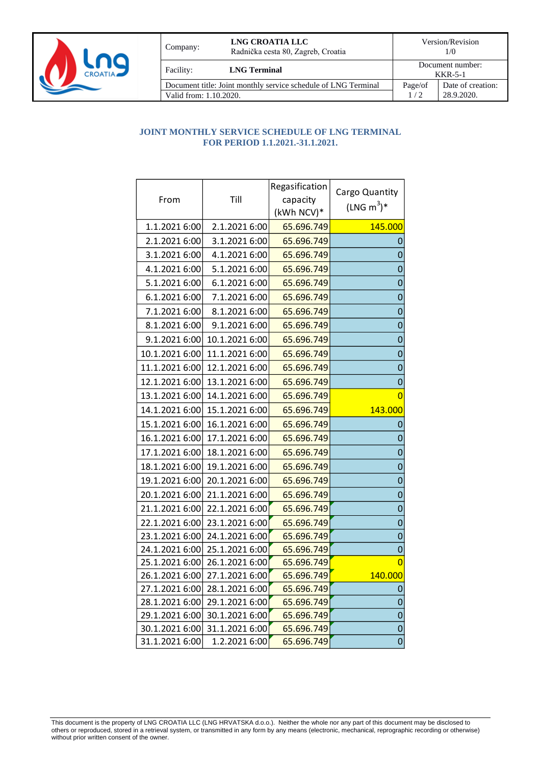| Company: | LNG CROATIA LLC Radnička cesta 80, Zagreb, Croatia | Version/Revision 1/0 | |
|---|---|---|---|
| Facility: | LNG Terminal | Document number: KKR-5-1 | |
| Document title: Joint monthly service schedule of LNG Terminal | | Page/of 1 / 2 | Date of creation: 28.9.2020. |
| Valid from: 1.10.2020. | | | |

## JOINT MONTHLY SERVICE SCHEDULE OF LNG TERMINAL
## FOR PERIOD 1.1.2021.-31.1.2021.

| From | Till | Regasification capacity (kWh NCV)* | Cargo Quantity (LNG $m^3$)* |
|---|---|---|---|
| 1.1.2021 6:00 | 2.1.2021 6:00 | 65.696.749 | 145.000 |
| 2.1.2021 6:00 | 3.1.2021 6:00 | 65.696.749 | 0 |
| 3.1.2021 6:00 | 4.1.2021 6:00 | 65.696.749 | 0 |
| 4.1.2021 6:00 | 5.1.2021 6:00 | 65.696.749 | 0 |
| 5.1.2021 6:00 | 6.1.2021 6:00 | 65.696.749 | 0 |
| 6.1.2021 6:00 | 7.1.2021 6:00 | 65.696.749 | 0 |
| 7.1.2021 6:00 | 8.1.2021 6:00 | 65.696.749 | 0 |
| 8.1.2021 6:00 | 9.1.2021 6:00 | 65.696.749 | 0 |
| 9.1.2021 6:00 | 10.1.2021 6:00 | 65.696.749 | 0 |
| 10.1.2021 6:00 | 11.1.2021 6:00 | 65.696.749 | 0 |
| 11.1.2021 6:00 | 12.1.2021 6:00 | 65.696.749 | 0 |
| 12.1.2021 6:00 | 13.1.2021 6:00 | 65.696.749 | 0 |
| 13.1.2021 6:00 | 14.1.2021 6:00 | 65.696.749 | 0 |
| 14.1.2021 6:00 | 15.1.2021 6:00 | 65.696.749 | 143.000 |
| 15.1.2021 6:00 | 16.1.2021 6:00 | 65.696.749 | 0 |
| 16.1.2021 6:00 | 17.1.2021 6:00 | 65.696.749 | 0 |
| 17.1.2021 6:00 | 18.1.2021 6:00 | 65.696.749 | 0 |
| 18.1.2021 6:00 | 19.1.2021 6:00 | 65.696.749 | 0 |
| 19.1.2021 6:00 | 20.1.2021 6:00 | 65.696.749 | 0 |
| 20.1.2021 6:00 | 21.1.2021 6:00 | 65.696.749 | 0 |
| 21.1.2021 6:00 | 22.1.2021 6:00 | 65.696.749 | 0 |
| 22.1.2021 6:00 | 23.1.2021 6:00 | 65.696.749 | 0 |
| 23.1.2021 6:00 | 24.1.2021 6:00 | 65.696.749 | 0 |
| 24.1.2021 6:00 | 25.1.2021 6:00 | 65.696.749 | 0 |
| 25.1.2021 6:00 | 26.1.2021 6:00 | 65.696.749 | 0 |
| 26.1.2021 6:00 | 27.1.2021 6:00 | 65.696.749 | 140.000 |
| 27.1.2021 6:00 | 28.1.2021 6:00 | 65.696.749 | 0 |
| 28.1.2021 6:00 | 29.1.2021 6:00 | 65.696.749 | 0 |
| 29.1.2021 6:00 | 30.1.2021 6:00 | 65.696.749 | 0 |
| 30.1.2021 6:00 | 31.1.2021 6:00 | 65.696.749 | 0 |
| 31.1.2021 6:00 | 1.2.2021 6:00 | 65.696.749 | 0 |

This document is the property of LNG CROATIA LLC (LNG HRVATSKA d.o.o.). Neither the whole nor any part of this document may be disclosed to others or reproduced, stored in a retrieval system, or transmitted in any form by any means (electronic, mechanical, reprographic recording or otherwise) without prior written consent of the owner.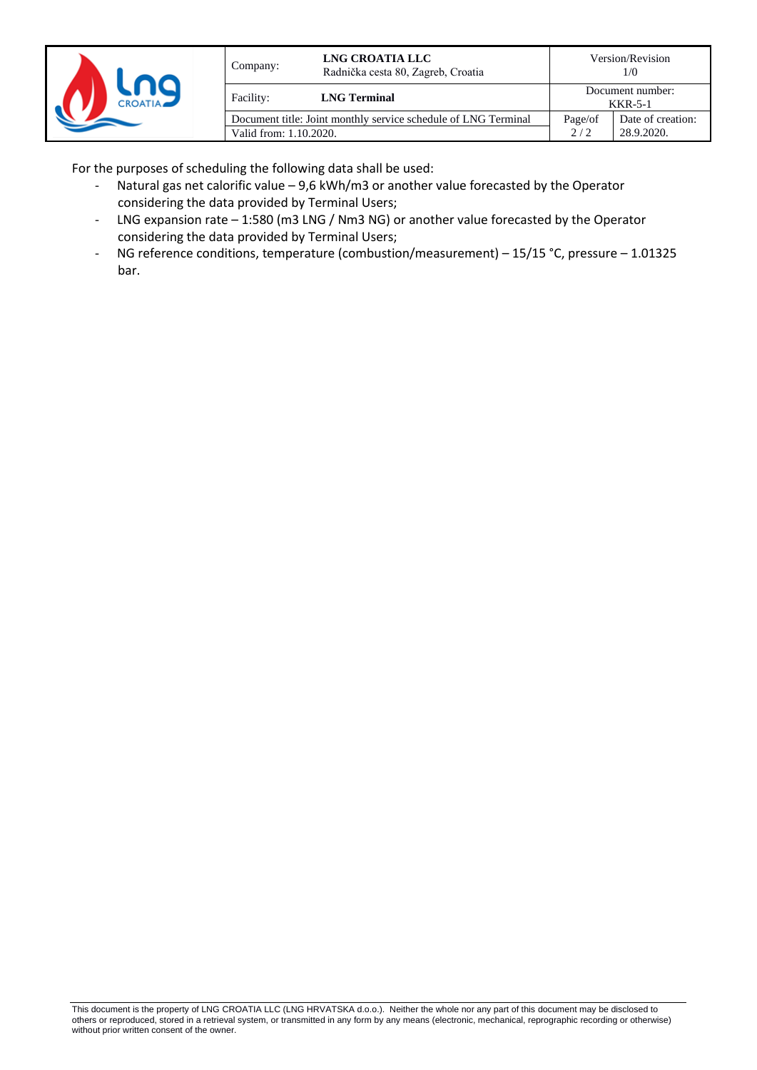For the purposes of scheduling the following data shall be used:

- Natural gas net calorific value – 9,6 kWh/m3 or another value forecasted by the Operator considering the data provided by Terminal Users;
- LNG expansion rate – 1:580 (m3 LNG / Nm3 NG) or another value forecasted by the Operator considering the data provided by Terminal Users;
- NG reference conditions, temperature (combustion/measurement) – 15/15 °C, pressure – 1.01325 bar.